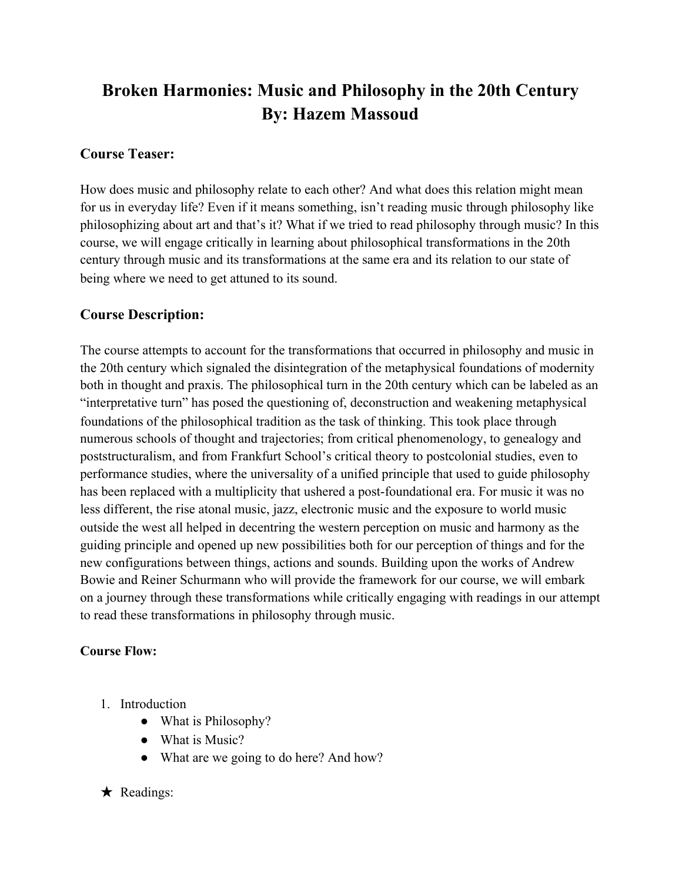# Broken Harmonies: Music and Philosophy in the 20th Century
# By: Hazem Massoud

## Course Teaser:

How does music and philosophy relate to each other? And what does this relation might mean for us in everyday life? Even if it means something, isn't reading music through philosophy like philosophizing about art and that's it? What if we tried to read philosophy through music? In this course, we will engage critically in learning about philosophical transformations in the 20th century through music and its transformations at the same era and its relation to our state of being where we need to get attuned to its sound.

## Course Description:

The course attempts to account for the transformations that occurred in philosophy and music in the 20th century which signaled the disintegration of the metaphysical foundations of modernity both in thought and praxis. The philosophical turn in the 20th century which can be labeled as an "interpretative turn" has posed the questioning of, deconstruction and weakening metaphysical foundations of the philosophical tradition as the task of thinking. This took place through numerous schools of thought and trajectories; from critical phenomenology, to genealogy and poststructuralism, and from Frankfurt School's critical theory to postcolonial studies, even to performance studies, where the universality of a unified principle that used to guide philosophy has been replaced with a multiplicity that ushered a post-foundational era. For music it was no less different, the rise atonal music, jazz, electronic music and the exposure to world music outside the west all helped in decentring the western perception on music and harmony as the guiding principle and opened up new possibilities both for our perception of things and for the new configurations between things, actions and sounds. Building upon the works of Andrew Bowie and Reiner Schurmann who will provide the framework for our course, we will embark on a journey through these transformations while critically engaging with readings in our attempt to read these transformations in philosophy through music.

**Course Flow:**

1. Introduction
   - What is Philosophy?
   - What is Music?
   - What are we going to do here? And how?

★ Readings: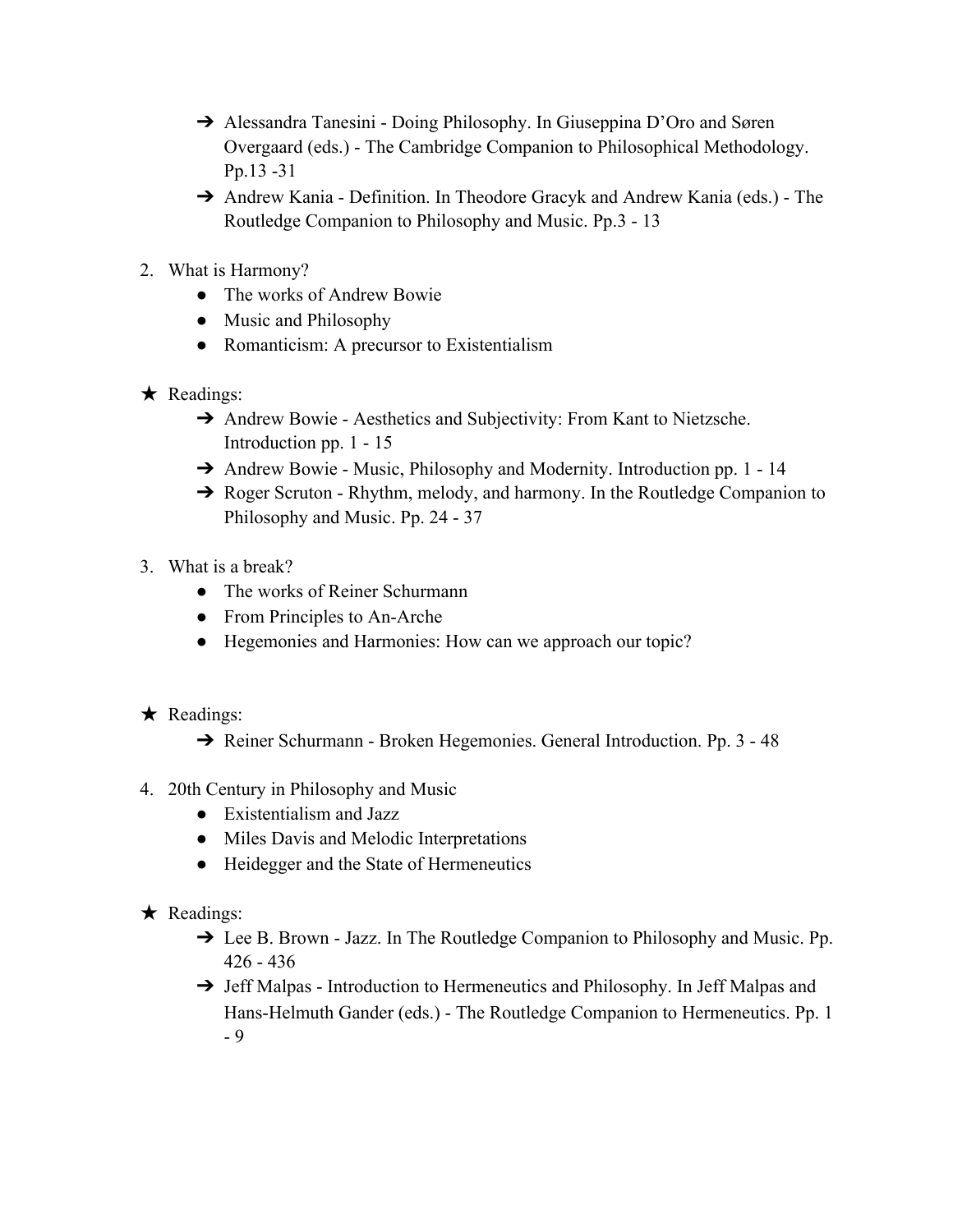- ➔ Alessandra Tanesini - Doing Philosophy. In Giuseppina D'Oro and Søren Overgaard (eds.) - The Cambridge Companion to Philosophical Methodology. Pp.13 -31
- ➔ Andrew Kania - Definition. In Theodore Gracyk and Andrew Kania (eds.) - The Routledge Companion to Philosophy and Music. Pp.3 - 13

2. What is Harmony?
   - The works of Andrew Bowie
   - Music and Philosophy
   - Romanticism: A precursor to Existentialism

★ Readings:

- ➔ Andrew Bowie - Aesthetics and Subjectivity: From Kant to Nietzsche. Introduction pp. 1 - 15
- ➔ Andrew Bowie - Music, Philosophy and Modernity. Introduction pp. 1 - 14
- ➔ Roger Scruton - Rhythm, melody, and harmony. In the Routledge Companion to Philosophy and Music. Pp. 24 - 37

3. What is a break?
   - The works of Reiner Schurmann
   - From Principles to An-Arche
   - Hegemonies and Harmonies: How can we approach our topic?

★ Readings:

- ➔ Reiner Schurmann - Broken Hegemonies. General Introduction. Pp. 3 - 48

4. 20th Century in Philosophy and Music
   - Existentialism and Jazz
   - Miles Davis and Melodic Interpretations
   - Heidegger and the State of Hermeneutics

★ Readings:

- ➔ Lee B. Brown - Jazz. In The Routledge Companion to Philosophy and Music. Pp. 426 - 436
- ➔ Jeff Malpas - Introduction to Hermeneutics and Philosophy. In Jeff Malpas and Hans-Helmuth Gander (eds.) - The Routledge Companion to Hermeneutics. Pp. 1 - 9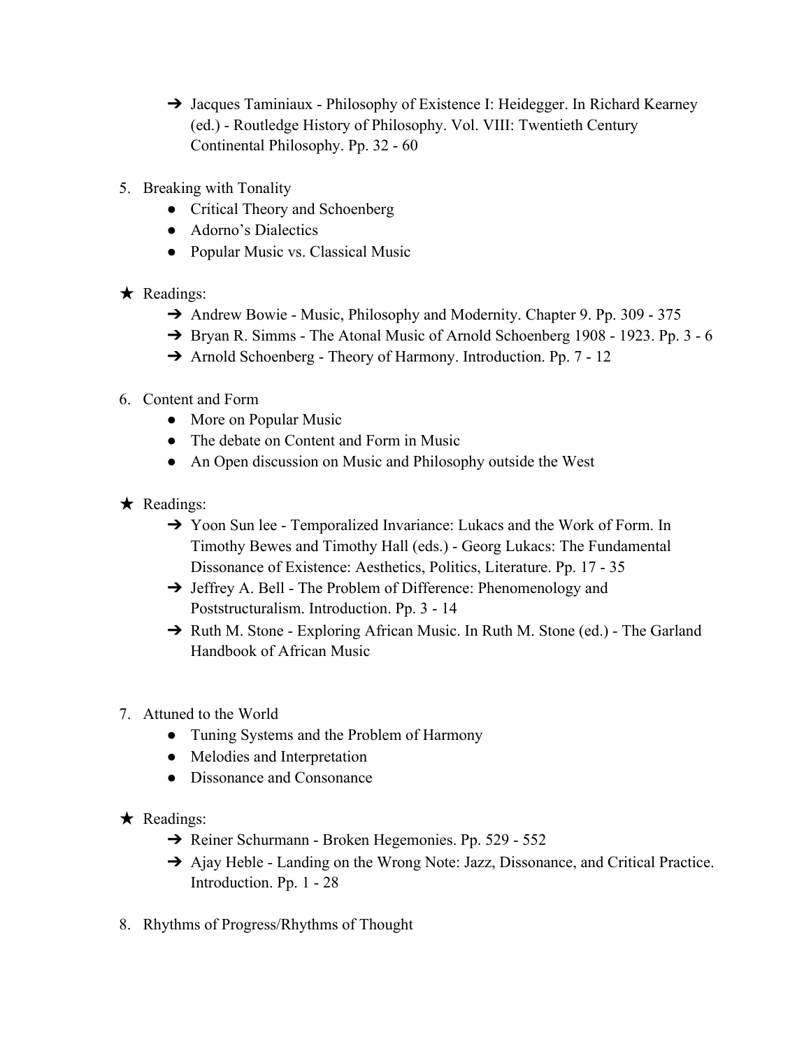- Jacques Taminiaux - Philosophy of Existence I: Heidegger. In Richard Kearney (ed.) - Routledge History of Philosophy. Vol. VIII: Twentieth Century Continental Philosophy. Pp. 32 - 60

5. Breaking with Tonality
   - Critical Theory and Schoenberg
   - Adorno's Dialectics
   - Popular Music vs. Classical Music

★ Readings:
- Andrew Bowie - Music, Philosophy and Modernity. Chapter 9. Pp. 309 - 375
- Bryan R. Simms - The Atonal Music of Arnold Schoenberg 1908 - 1923. Pp. 3 - 6
- Arnold Schoenberg - Theory of Harmony. Introduction. Pp. 7 - 12

6. Content and Form
   - More on Popular Music
   - The debate on Content and Form in Music
   - An Open discussion on Music and Philosophy outside the West

★ Readings:
- Yoon Sun lee - Temporalized Invariance: Lukacs and the Work of Form. In Timothy Bewes and Timothy Hall (eds.) - Georg Lukacs: The Fundamental Dissonance of Existence: Aesthetics, Politics, Literature. Pp. 17 - 35
- Jeffrey A. Bell - The Problem of Difference: Phenomenology and Poststructuralism. Introduction. Pp. 3 - 14
- Ruth M. Stone - Exploring African Music. In Ruth M. Stone (ed.) - The Garland Handbook of African Music

7. Attuned to the World
   - Tuning Systems and the Problem of Harmony
   - Melodies and Interpretation
   - Dissonance and Consonance

★ Readings:
- Reiner Schurmann - Broken Hegemonies. Pp. 529 - 552
- Ajay Heble - Landing on the Wrong Note: Jazz, Dissonance, and Critical Practice. Introduction. Pp. 1 - 28

8. Rhythms of Progress/Rhythms of Thought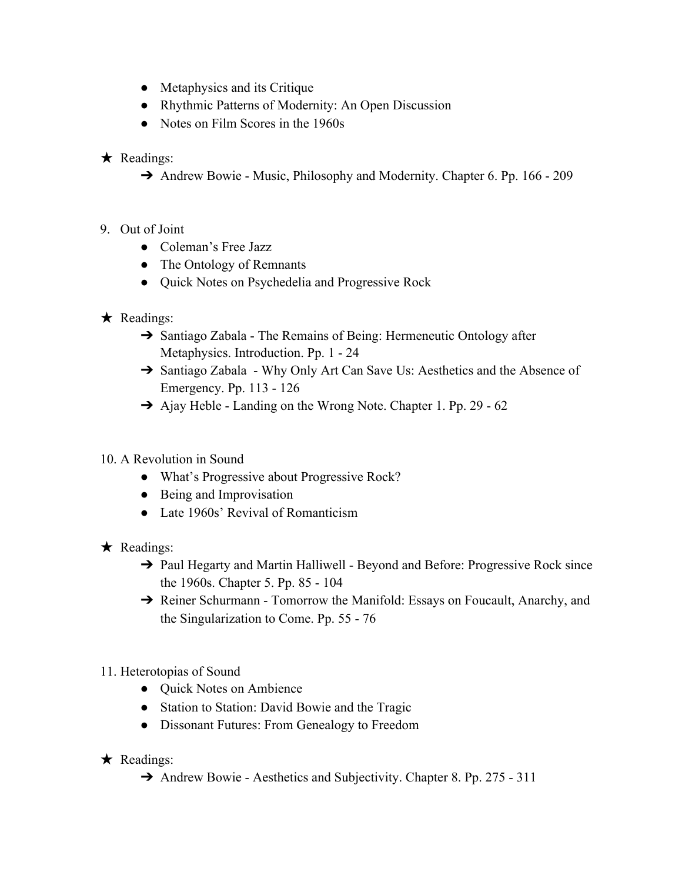- Metaphysics and its Critique
- Rhythmic Patterns of Modernity: An Open Discussion
- Notes on Film Scores in the 1960s

★ Readings:

- ➔ Andrew Bowie - Music, Philosophy and Modernity. Chapter 6. Pp. 166 - 209

9. Out of Joint
   - Coleman's Free Jazz
   - The Ontology of Remnants
   - Quick Notes on Psychedelia and Progressive Rock

★ Readings:

- ➔ Santiago Zabala - The Remains of Being: Hermeneutic Ontology after Metaphysics. Introduction. Pp. 1 - 24
- ➔ Santiago Zabala - Why Only Art Can Save Us: Aesthetics and the Absence of Emergency. Pp. 113 - 126
- ➔ Ajay Heble - Landing on the Wrong Note. Chapter 1. Pp. 29 - 62

10. A Revolution in Sound
    - What's Progressive about Progressive Rock?
    - Being and Improvisation
    - Late 1960s' Revival of Romanticism

★ Readings:

- ➔ Paul Hegarty and Martin Halliwell - Beyond and Before: Progressive Rock since the 1960s. Chapter 5. Pp. 85 - 104
- ➔ Reiner Schurmann - Tomorrow the Manifold: Essays on Foucault, Anarchy, and the Singularization to Come. Pp. 55 - 76

11. Heterotopias of Sound
    - Quick Notes on Ambience
    - Station to Station: David Bowie and the Tragic
    - Dissonant Futures: From Genealogy to Freedom

★ Readings:

- ➔ Andrew Bowie - Aesthetics and Subjectivity. Chapter 8. Pp. 275 - 311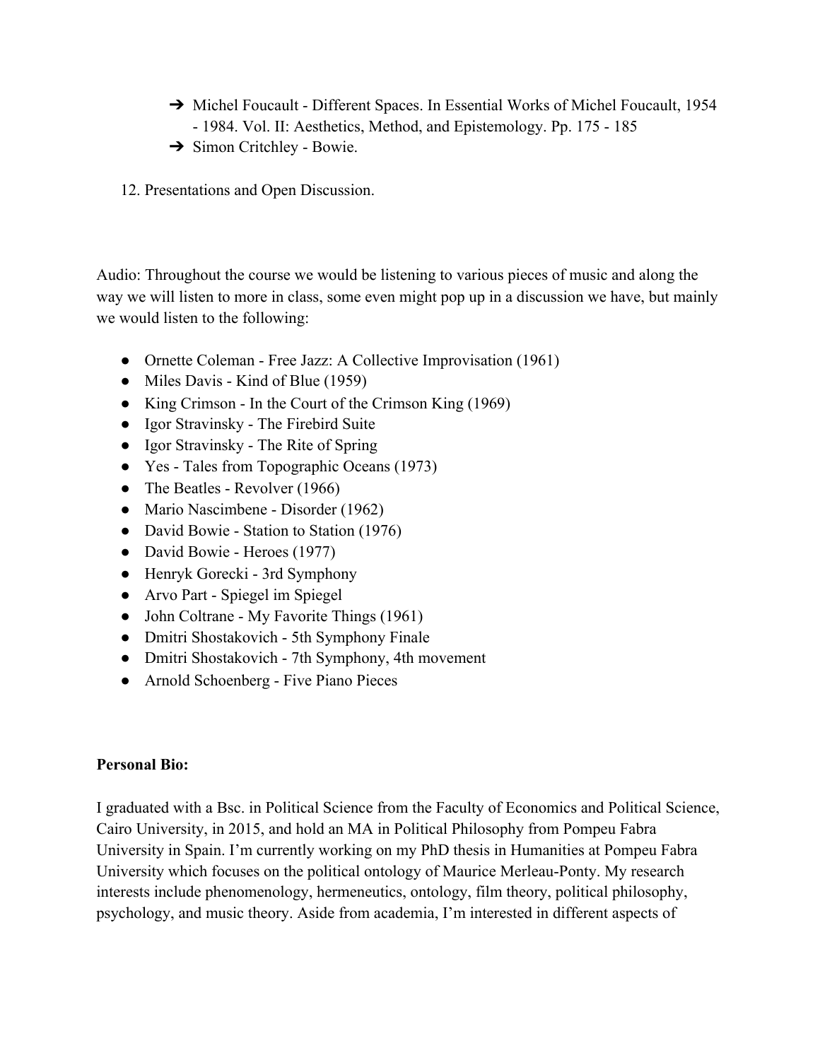- ➔ Michel Foucault - Different Spaces. In Essential Works of Michel Foucault, 1954 - 1984. Vol. II: Aesthetics, Method, and Epistemology. Pp. 175 - 185
- ➔ Simon Critchley - Bowie.

12. Presentations and Open Discussion.

Audio: Throughout the course we would be listening to various pieces of music and along the way we will listen to more in class, some even might pop up in a discussion we have, but mainly we would listen to the following:

- Ornette Coleman - Free Jazz: A Collective Improvisation (1961)
- Miles Davis - Kind of Blue (1959)
- King Crimson - In the Court of the Crimson King (1969)
- Igor Stravinsky - The Firebird Suite
- Igor Stravinsky - The Rite of Spring
- Yes - Tales from Topographic Oceans (1973)
- The Beatles - Revolver (1966)
- Mario Nascimbene - Disorder (1962)
- David Bowie - Station to Station (1976)
- David Bowie - Heroes (1977)
- Henryk Gorecki - 3rd Symphony
- Arvo Part - Spiegel im Spiegel
- John Coltrane - My Favorite Things (1961)
- Dmitri Shostakovich - 5th Symphony Finale
- Dmitri Shostakovich - 7th Symphony, 4th movement
- Arnold Schoenberg - Five Piano Pieces

**Personal Bio:**

I graduated with a Bsc. in Political Science from the Faculty of Economics and Political Science, Cairo University, in 2015, and hold an MA in Political Philosophy from Pompeu Fabra University in Spain. I'm currently working on my PhD thesis in Humanities at Pompeu Fabra University which focuses on the political ontology of Maurice Merleau-Ponty. My research interests include phenomenology, hermeneutics, ontology, film theory, political philosophy, psychology, and music theory. Aside from academia, I'm interested in different aspects of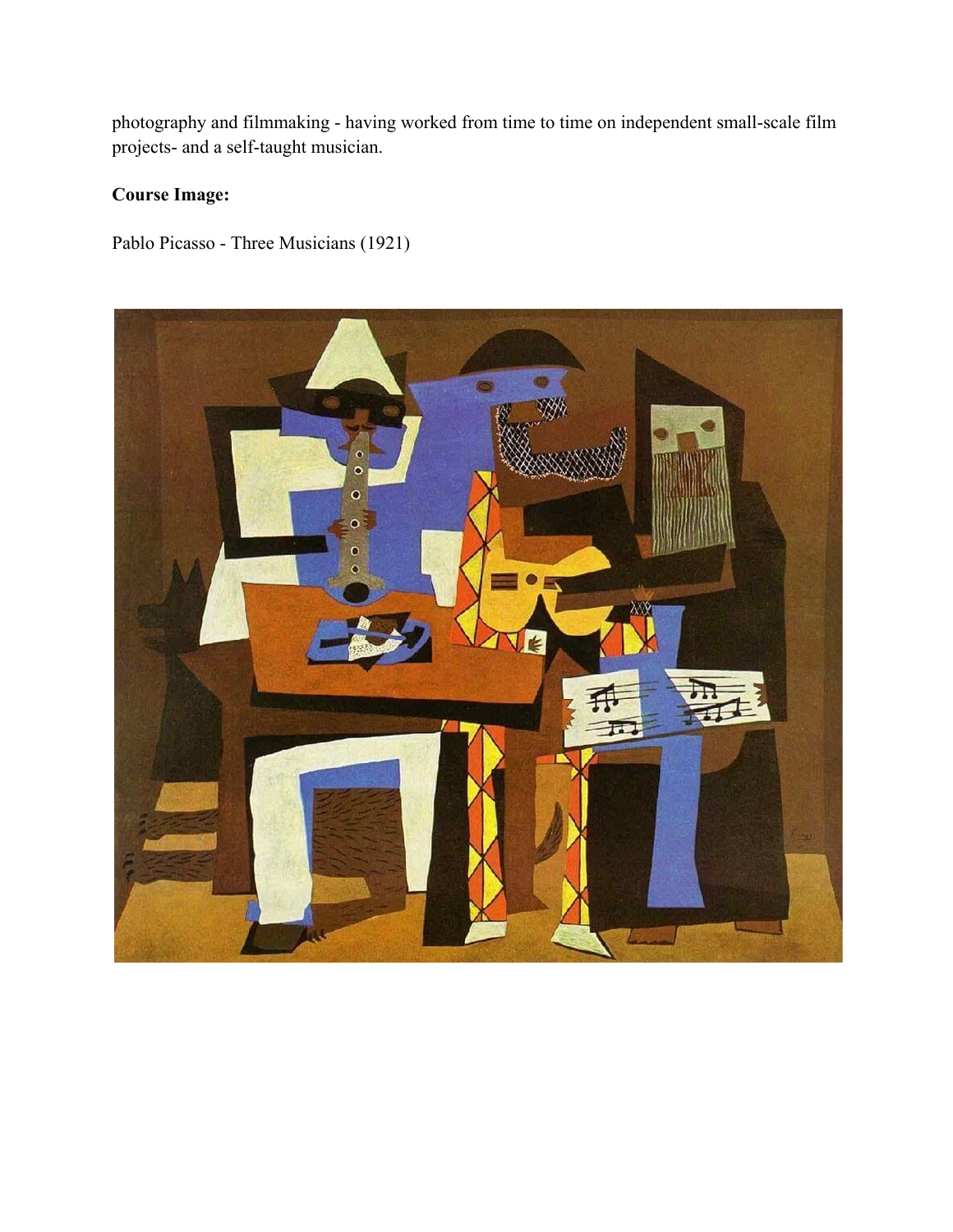photography and filmmaking - having worked from time to time on independent small-scale film projects- and a self-taught musician.

**Course Image:**

Pablo Picasso - Three Musicians (1921)